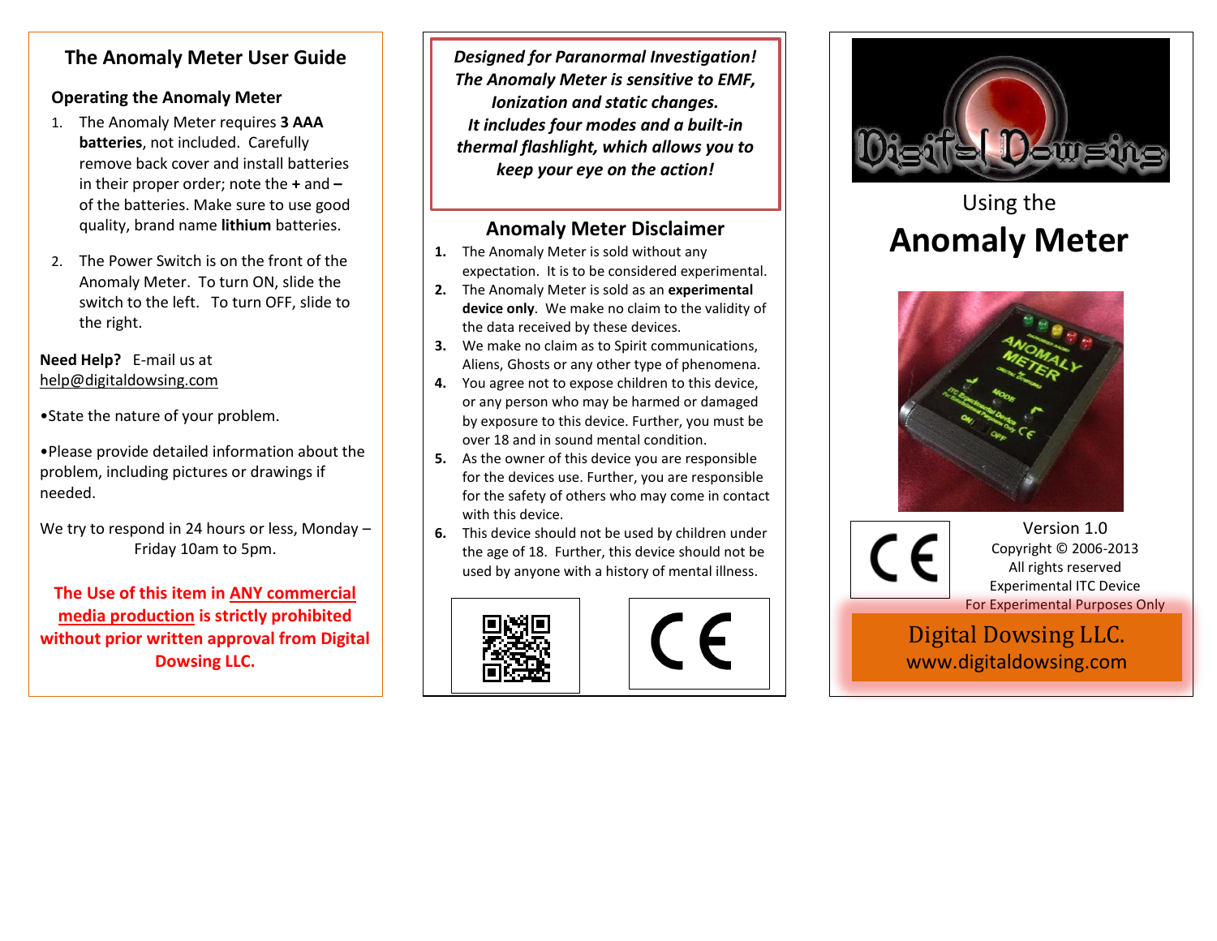# The Anomaly Meter User Guide

## Operating the Anomaly Meter

1. The Anomaly Meter requires **3 AAA batteries**, not included. Carefully remove back cover and install batteries in their proper order; note the **+** and **–** of the batteries. Make sure to use good quality, brand name **lithium** batteries.

2. The Power Switch is on the front of the Anomaly Meter. To turn ON, slide the switch to the left. To turn OFF, slide to the right.

**Need Help?** E-mail us at help@digitaldowsing.com

•State the nature of your problem.

•Please provide detailed information about the problem, including pictures or drawings if needed.

We try to respond in 24 hours or less, Monday – Friday 10am to 5pm.

**The Use of this item in ANY commercial media production is strictly prohibited without prior written approval from Digital Dowsing LLC.**

***Designed for Paranormal Investigation! The Anomaly Meter is sensitive to EMF, Ionization and static changes. It includes four modes and a built-in thermal flashlight, which allows you to keep your eye on the action!***

## Anomaly Meter Disclaimer

1. The Anomaly Meter is sold without any expectation. It is to be considered experimental.
2. The Anomaly Meter is sold as an **experimental device only**. We make no claim to the validity of the data received by these devices.
3. We make no claim as to Spirit communications, Aliens, Ghosts or any other type of phenomena.
4. You agree not to expose children to this device, or any person who may be harmed or damaged by exposure to this device. Further, you must be over 18 and in sound mental condition.
5. As the owner of this device you are responsible for the devices use. Further, you are responsible for the safety of others who may come in contact with this device.
6. This device should not be used by children under the age of 18. Further, this device should not be used by anyone with a history of mental illness.

CE

Digital Dowsing

Using the

# Anomaly Meter

CE

Version 1.0
Copyright © 2006-2013
All rights reserved
Experimental ITC Device
For Experimental Purposes Only

Digital Dowsing LLC.
www.digitaldowsing.com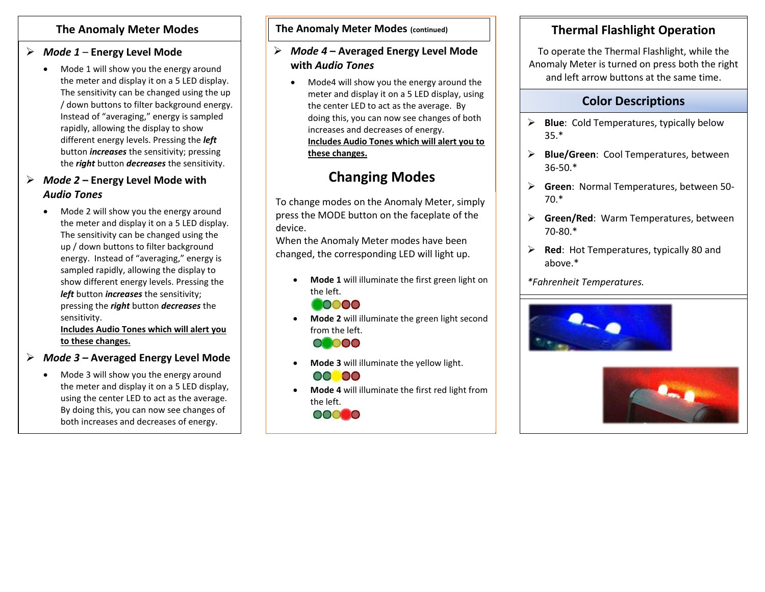## The Anomaly Meter Modes

- ***Mode 1* – Energy Level Mode**
  - Mode 1 will show you the energy around the meter and display it on a 5 LED display. The sensitivity can be changed using the up / down buttons to filter background energy. Instead of "averaging," energy is sampled rapidly, allowing the display to show different energy levels. Pressing the ***left*** button ***increases*** the sensitivity; pressing the ***right*** button ***decreases*** the sensitivity.
- ***Mode 2* – Energy Level Mode with *Audio Tones***
  - Mode 2 will show you the energy around the meter and display it on a 5 LED display. The sensitivity can be changed using the up / down buttons to filter background energy. Instead of "averaging," energy is sampled rapidly, allowing the display to show different energy levels. Pressing the ***left*** button ***increases*** the sensitivity; pressing the ***right*** button ***decreases*** the sensitivity. **Includes Audio Tones which will alert you to these changes.**
- ***Mode 3* – Averaged Energy Level Mode**
  - Mode 3 will show you the energy around the meter and display it on a 5 LED display, using the center LED to act as the average. By doing this, you can now see changes of both increases and decreases of energy.

## The Anomaly Meter Modes (continued)

- ***Mode 4* – Averaged Energy Level Mode with *Audio Tones***
  - Mode4 will show you the energy around the meter and display it on a 5 LED display, using the center LED to act as the average. By doing this, you can now see changes of both increases and decreases of energy. **Includes Audio Tones which will alert you to these changes.**

## Changing Modes

To change modes on the Anomaly Meter, simply press the MODE button on the faceplate of the device.
When the Anomaly Meter modes have been changed, the corresponding LED will light up.

- **Mode 1** will illuminate the first green light on the left.
- **Mode 2** will illuminate the green light second from the left.
- **Mode 3** will illuminate the yellow light.
- **Mode 4** will illuminate the first red light from the left.

## Thermal Flashlight Operation

To operate the Thermal Flashlight, while the Anomaly Meter is turned on press both the right and left arrow buttons at the same time.

## Color Descriptions

- **Blue**: Cold Temperatures, typically below 35.*
- **Blue/Green**: Cool Temperatures, between 36-50.*
- **Green**: Normal Temperatures, between 50-70.*
- **Green/Red**: Warm Temperatures, between 70-80.*
- **Red**: Hot Temperatures, typically 80 and above.*

**Fahrenheit Temperatures.*